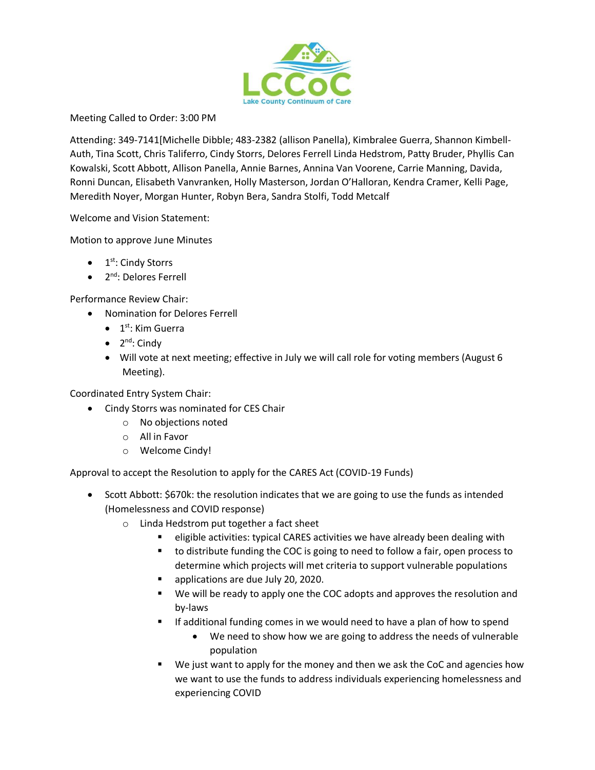LCCoC

Lake County Continuum of Care

Meeting Called to Order: 3:00 PM

Attending: 349-7141[Michelle Dibble; 483-2382 (allison Panella), Kimbralee Guerra, Shannon Kimbell-Auth, Tina Scott, Chris Taliferro, Cindy Storrs, Delores Ferrell Linda Hedstrom, Patty Bruder, Phyllis Can Kowalski, Scott Abbott, Allison Panella, Annie Barnes, Annina Van Voorene, Carrie Manning, Davida, Ronni Duncan, Elisabeth Vanvranken, Holly Masterson, Jordan O'Halloran, Kendra Cramer, Kelli Page, Meredith Noyer, Morgan Hunter, Robyn Bera, Sandra Stolfi, Todd Metcalf

Welcome and Vision Statement:

Motion to approve June Minutes

- 1st: Cindy Storrs
- 2nd: Delores Ferrell

Performance Review Chair:

- Nomination for Delores Ferrell
  - 1st: Kim Guerra
  - 2nd: Cindy
  - Will vote at next meeting; effective in July we will call role for voting members (August 6 Meeting).

Coordinated Entry System Chair:

- Cindy Storrs was nominated for CES Chair
  - No objections noted
  - All in Favor
  - Welcome Cindy!

Approval to accept the Resolution to apply for the CARES Act (COVID-19 Funds)

- Scott Abbott: $670k: the resolution indicates that we are going to use the funds as intended (Homelessness and COVID response)
  - Linda Hedstrom put together a fact sheet
    - eligible activities: typical CARES activities we have already been dealing with
    - to distribute funding the COC is going to need to follow a fair, open process to determine which projects will met criteria to support vulnerable populations
    - applications are due July 20, 2020.
    - We will be ready to apply one the COC adopts and approves the resolution and by-laws
    - If additional funding comes in we would need to have a plan of how to spend
      - We need to show how we are going to address the needs of vulnerable population
    - We just want to apply for the money and then we ask the CoC and agencies how we want to use the funds to address individuals experiencing homelessness and experiencing COVID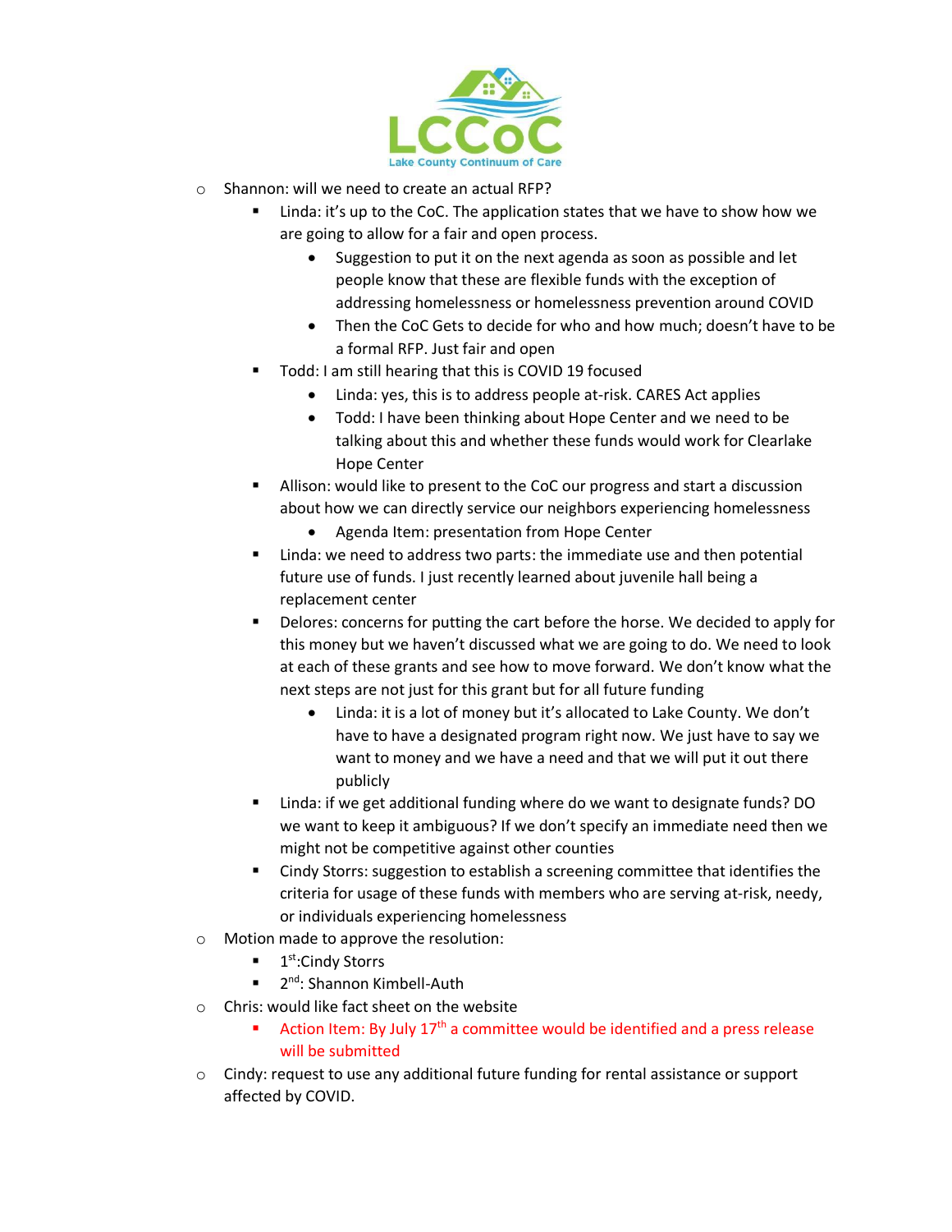- Shannon: will we need to create an actual RFP?
    - Linda: it's up to the CoC. The application states that we have to show how we are going to allow for a fair and open process.
        - Suggestion to put it on the next agenda as soon as possible and let people know that these are flexible funds with the exception of addressing homelessness or homelessness prevention around COVID
        - Then the CoC Gets to decide for who and how much; doesn't have to be a formal RFP. Just fair and open
    - Todd: I am still hearing that this is COVID 19 focused
        - Linda: yes, this is to address people at-risk. CARES Act applies
        - Todd: I have been thinking about Hope Center and we need to be talking about this and whether these funds would work for Clearlake Hope Center
    - Allison: would like to present to the CoC our progress and start a discussion about how we can directly service our neighbors experiencing homelessness
        - Agenda Item: presentation from Hope Center
    - Linda: we need to address two parts: the immediate use and then potential future use of funds. I just recently learned about juvenile hall being a replacement center
    - Delores: concerns for putting the cart before the horse. We decided to apply for this money but we haven't discussed what we are going to do. We need to look at each of these grants and see how to move forward. We don't know what the next steps are not just for this grant but for all future funding
        - Linda: it is a lot of money but it's allocated to Lake County. We don't have to have a designated program right now. We just have to say we want to money and we have a need and that we will put it out there publicly
    - Linda: if we get additional funding where do we want to designate funds? DO we want to keep it ambiguous? If we don't specify an immediate need then we might not be competitive against other counties
    - Cindy Storrs: suggestion to establish a screening committee that identifies the criteria for usage of these funds with members who are serving at-risk, needy, or individuals experiencing homelessness
- Motion made to approve the resolution:
    - 1st:Cindy Storrs
    - 2nd: Shannon Kimbell-Auth
- Chris: would like fact sheet on the website
    - Action Item: By July 17th a committee would be identified and a press release will be submitted
- Cindy: request to use any additional future funding for rental assistance or support affected by COVID.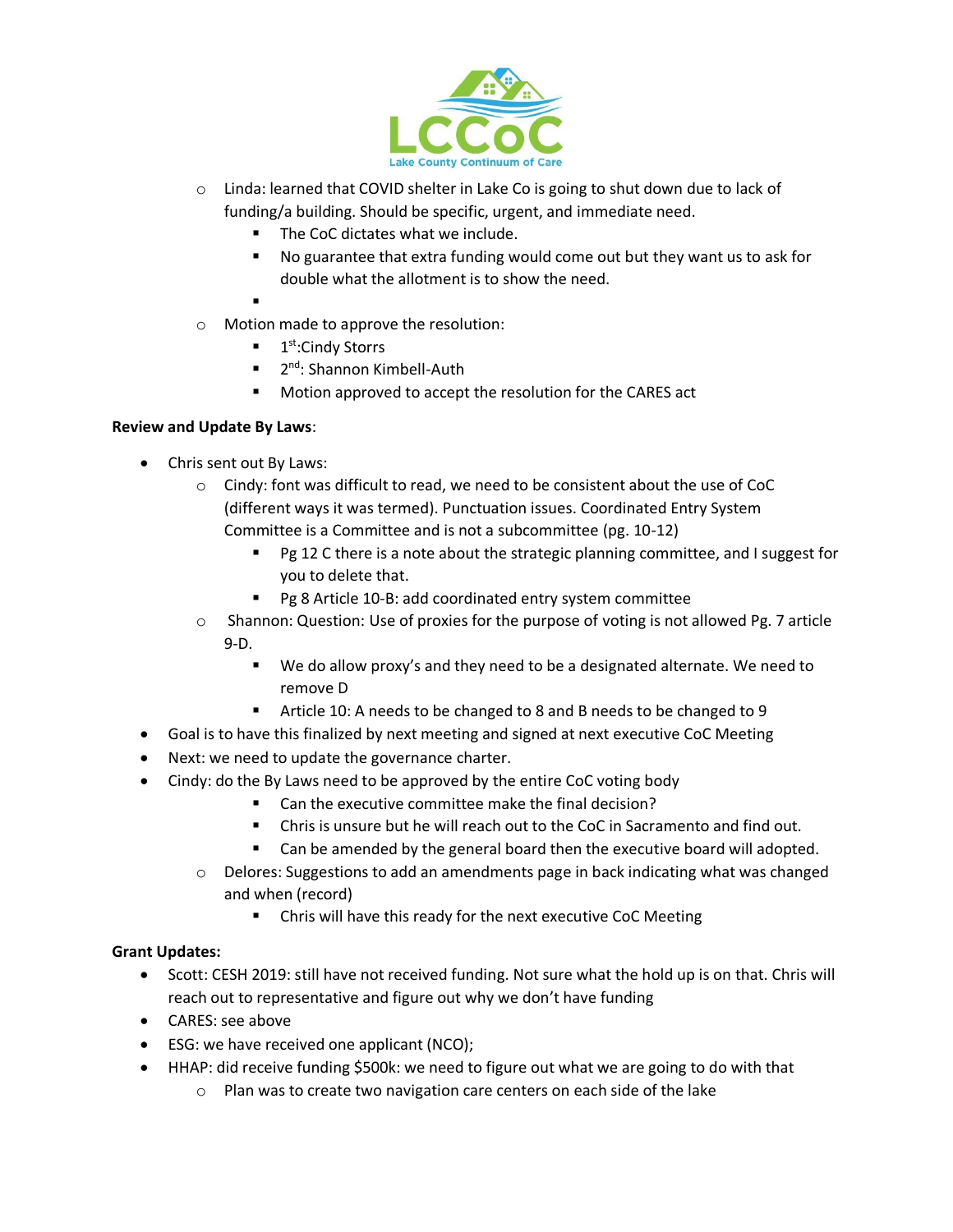- Linda: learned that COVID shelter in Lake Co is going to shut down due to lack of funding/a building. Should be specific, urgent, and immediate need.
    - The CoC dictates what we include.
    - No guarantee that extra funding would come out but they want us to ask for double what the allotment is to show the need.
    - 
- Motion made to approve the resolution:
    - 1st:Cindy Storrs
    - 2nd: Shannon Kimbell-Auth
    - Motion approved to accept the resolution for the CARES act

**Review and Update By Laws**:

- Chris sent out By Laws:
    - Cindy: font was difficult to read, we need to be consistent about the use of CoC (different ways it was termed). Punctuation issues. Coordinated Entry System Committee is a Committee and is not a subcommittee (pg. 10-12)
        - Pg 12 C there is a note about the strategic planning committee, and I suggest for you to delete that.
        - Pg 8 Article 10-B: add coordinated entry system committee
    - Shannon: Question: Use of proxies for the purpose of voting is not allowed Pg. 7 article 9-D.
        - We do allow proxy's and they need to be a designated alternate. We need to remove D
        - Article 10: A needs to be changed to 8 and B needs to be changed to 9
- Goal is to have this finalized by next meeting and signed at next executive CoC Meeting
- Next: we need to update the governance charter.
- Cindy: do the By Laws need to be approved by the entire CoC voting body
    - Can the executive committee make the final decision?
    - Chris is unsure but he will reach out to the CoC in Sacramento and find out.
    - Can be amended by the general board then the executive board will adopted.
    - Delores: Suggestions to add an amendments page in back indicating what was changed and when (record)
        - Chris will have this ready for the next executive CoC Meeting

**Grant Updates:**

- Scott: CESH 2019: still have not received funding. Not sure what the hold up is on that. Chris will reach out to representative and figure out why we don't have funding
- CARES: see above
- ESG: we have received one applicant (NCO);
- HHAP: did receive funding $500k: we need to figure out what we are going to do with that
    - Plan was to create two navigation care centers on each side of the lake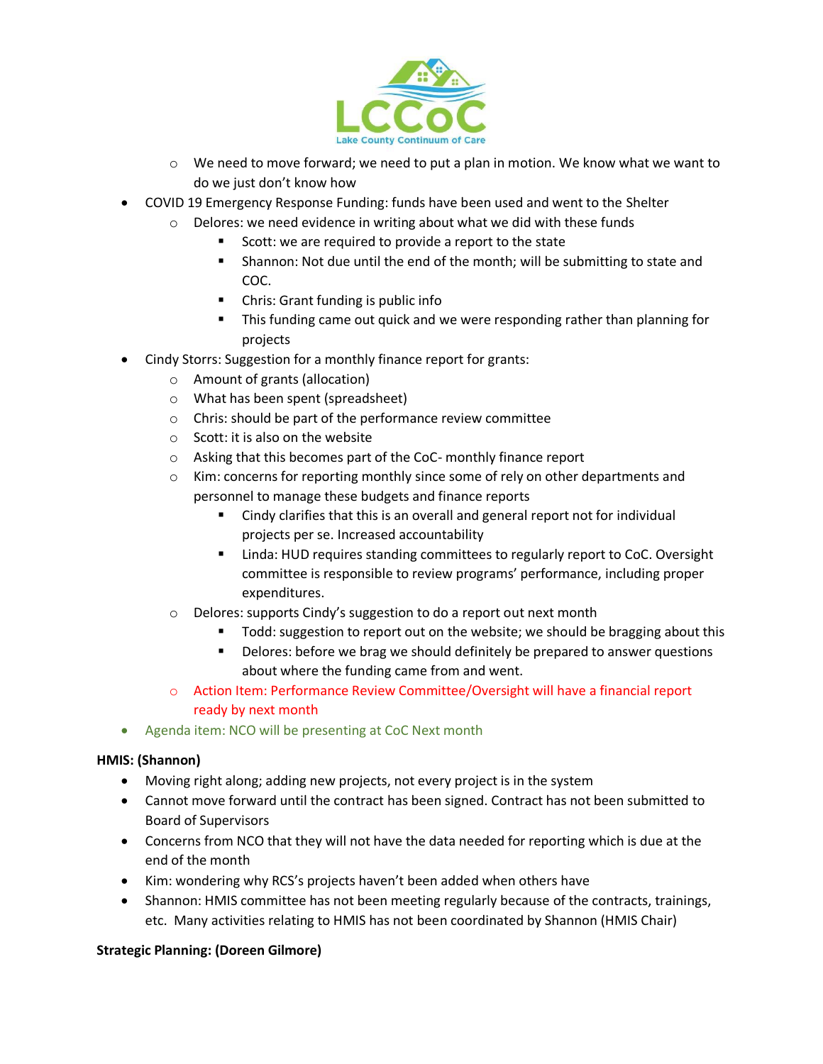- We need to move forward; we need to put a plan in motion. We know what we want to do we just don't know how
- COVID 19 Emergency Response Funding: funds have been used and went to the Shelter
    - Delores: we need evidence in writing about what we did with these funds
        - Scott: we are required to provide a report to the state
        - Shannon: Not due until the end of the month; will be submitting to state and COC.
        - Chris: Grant funding is public info
        - This funding came out quick and we were responding rather than planning for projects
- Cindy Storrs: Suggestion for a monthly finance report for grants:
    - Amount of grants (allocation)
    - What has been spent (spreadsheet)
    - Chris: should be part of the performance review committee
    - Scott: it is also on the website
    - Asking that this becomes part of the CoC- monthly finance report
    - Kim: concerns for reporting monthly since some of rely on other departments and personnel to manage these budgets and finance reports
        - Cindy clarifies that this is an overall and general report not for individual projects per se. Increased accountability
        - Linda: HUD requires standing committees to regularly report to CoC. Oversight committee is responsible to review programs' performance, including proper expenditures.
    - Delores: supports Cindy's suggestion to do a report out next month
        - Todd: suggestion to report out on the website; we should be bragging about this
        - Delores: before we brag we should definitely be prepared to answer questions about where the funding came from and went.
    - Action Item: Performance Review Committee/Oversight will have a financial report ready by next month
- Agenda item: NCO will be presenting at CoC Next month

**HMIS: (Shannon)**

- Moving right along; adding new projects, not every project is in the system
- Cannot move forward until the contract has been signed. Contract has not been submitted to Board of Supervisors
- Concerns from NCO that they will not have the data needed for reporting which is due at the end of the month
- Kim: wondering why RCS's projects haven't been added when others have
- Shannon: HMIS committee has not been meeting regularly because of the contracts, trainings, etc. Many activities relating to HMIS has not been coordinated by Shannon (HMIS Chair)

**Strategic Planning: (Doreen Gilmore)**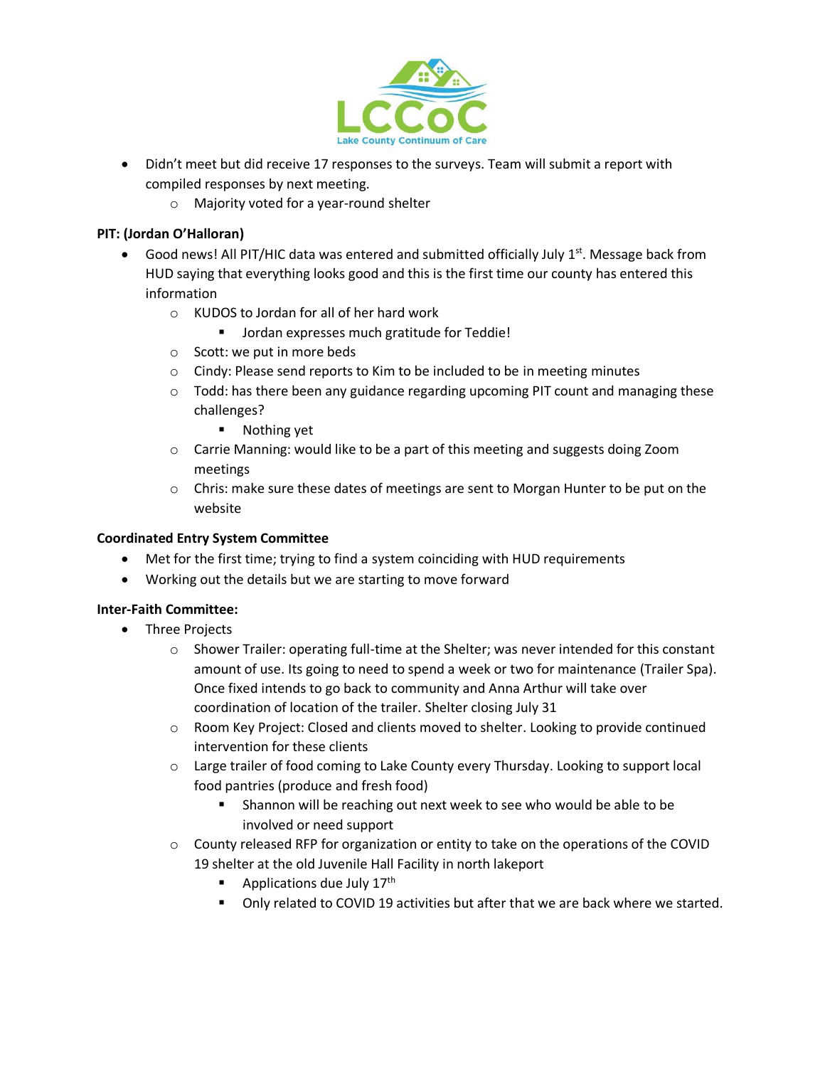- Didn't meet but did receive 17 responses to the surveys. Team will submit a report with compiled responses by next meeting.
    - Majority voted for a year-round shelter

**PIT: (Jordan O'Halloran)**

- Good news! All PIT/HIC data was entered and submitted officially July 1st. Message back from HUD saying that everything looks good and this is the first time our county has entered this information
    - KUDOS to Jordan for all of her hard work
        - Jordan expresses much gratitude for Teddie!
    - Scott: we put in more beds
    - Cindy: Please send reports to Kim to be included to be in meeting minutes
    - Todd: has there been any guidance regarding upcoming PIT count and managing these challenges?
        - Nothing yet
    - Carrie Manning: would like to be a part of this meeting and suggests doing Zoom meetings
    - Chris: make sure these dates of meetings are sent to Morgan Hunter to be put on the website

**Coordinated Entry System Committee**

- Met for the first time; trying to find a system coinciding with HUD requirements
- Working out the details but we are starting to move forward

**Inter-Faith Committee:**

- Three Projects
    - Shower Trailer: operating full-time at the Shelter; was never intended for this constant amount of use. Its going to need to spend a week or two for maintenance (Trailer Spa). Once fixed intends to go back to community and Anna Arthur will take over coordination of location of the trailer. Shelter closing July 31
    - Room Key Project: Closed and clients moved to shelter. Looking to provide continued intervention for these clients
    - Large trailer of food coming to Lake County every Thursday. Looking to support local food pantries (produce and fresh food)
        - Shannon will be reaching out next week to see who would be able to be involved or need support
    - County released RFP for organization or entity to take on the operations of the COVID 19 shelter at the old Juvenile Hall Facility in north lakeport
        - Applications due July 17th
        - Only related to COVID 19 activities but after that we are back where we started.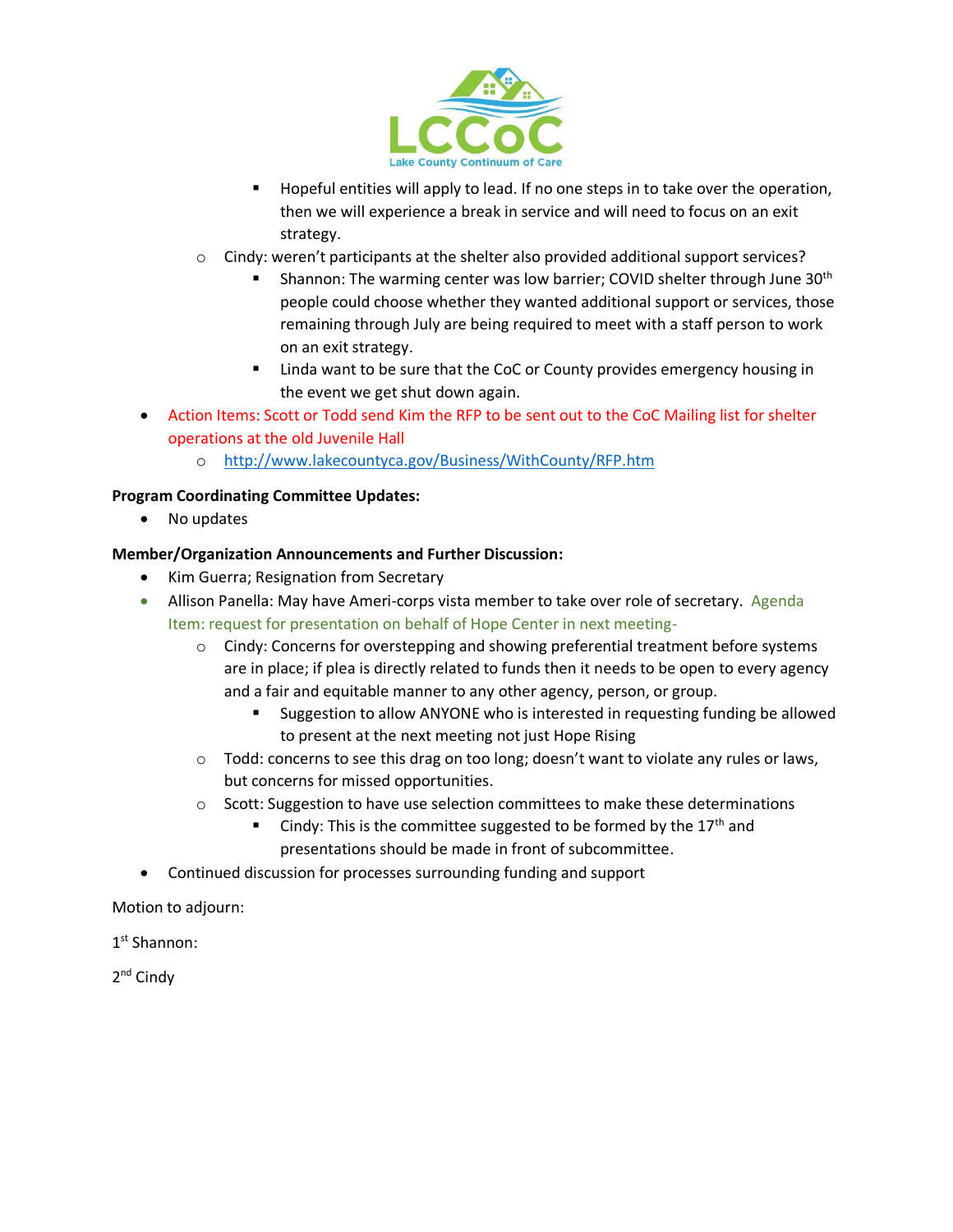- Hopeful entities will apply to lead. If no one steps in to take over the operation, then we will experience a break in service and will need to focus on an exit strategy.
- Cindy: weren't participants at the shelter also provided additional support services?
  - Shannon: The warming center was low barrier; COVID shelter through June 30th people could choose whether they wanted additional support or services, those remaining through July are being required to meet with a staff person to work on an exit strategy.
  - Linda want to be sure that the CoC or County provides emergency housing in the event we get shut down again.

- Action Items: Scott or Todd send Kim the RFP to be sent out to the CoC Mailing list for shelter operations at the old Juvenile Hall
  - http://www.lakecountyca.gov/Business/WithCounty/RFP.htm

**Program Coordinating Committee Updates:**

- No updates

**Member/Organization Announcements and Further Discussion:**

- Kim Guerra; Resignation from Secretary
- Allison Panella: May have Ameri-corps vista member to take over role of secretary. Agenda Item: request for presentation on behalf of Hope Center in next meeting-
  - Cindy: Concerns for overstepping and showing preferential treatment before systems are in place; if plea is directly related to funds then it needs to be open to every agency and a fair and equitable manner to any other agency, person, or group.
    - Suggestion to allow ANYONE who is interested in requesting funding be allowed to present at the next meeting not just Hope Rising
  - Todd: concerns to see this drag on too long; doesn't want to violate any rules or laws, but concerns for missed opportunities.
  - Scott: Suggestion to have use selection committees to make these determinations
    - Cindy: This is the committee suggested to be formed by the 17th and presentations should be made in front of subcommittee.
- Continued discussion for processes surrounding funding and support

Motion to adjourn:

1st Shannon:

2nd Cindy